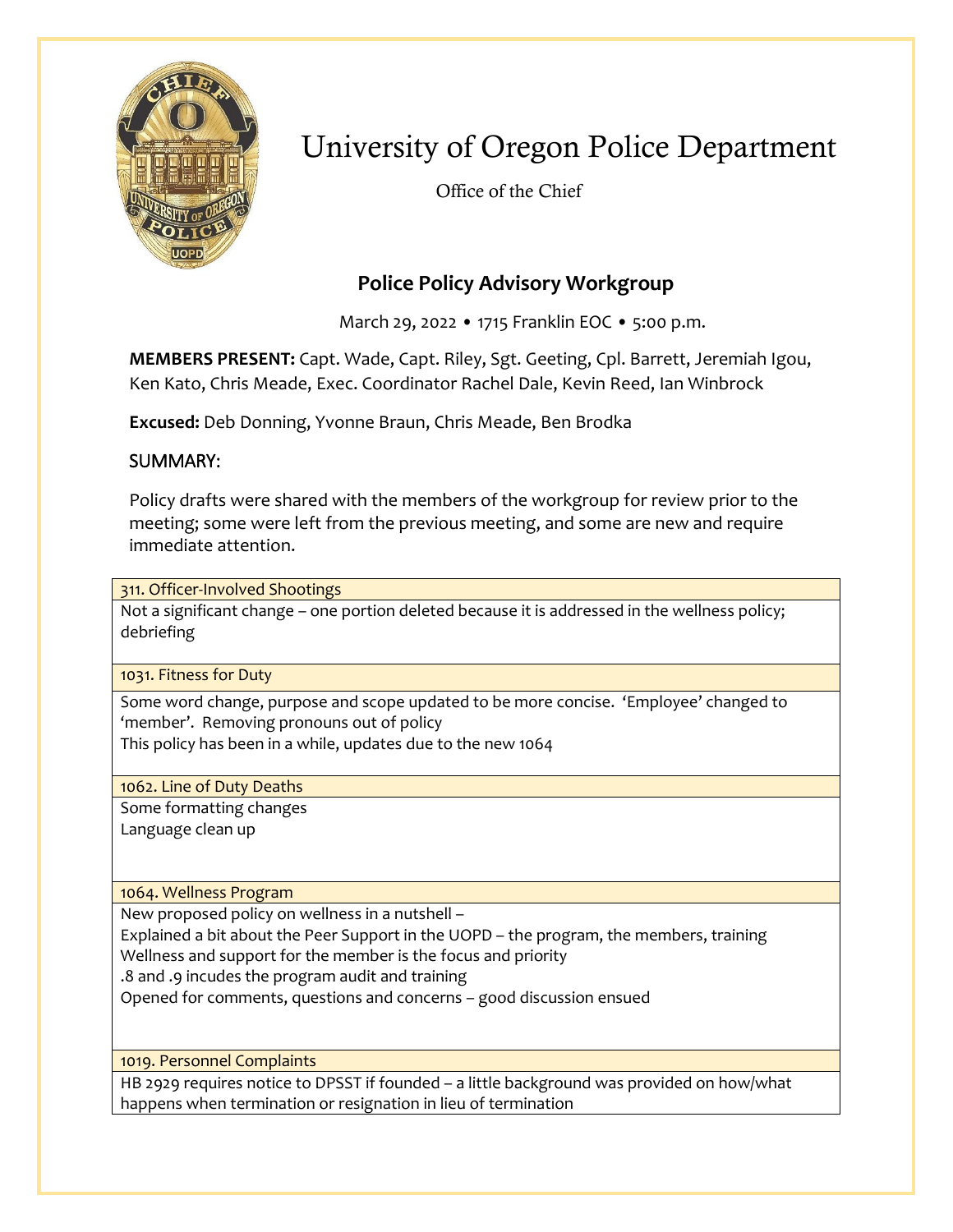# University of Oregon Police Department

Office of the Chief

## Police Policy Advisory Workgroup

March 29, 2022 • 1715 Franklin EOC • 5:00 p.m.

**MEMBERS PRESENT:** Capt. Wade, Capt. Riley, Sgt. Geeting, Cpl. Barrett, Jeremiah Igou, Ken Kato, Chris Meade, Exec. Coordinator Rachel Dale, Kevin Reed, Ian Winbrock

**Excused:** Deb Donning, Yvonne Braun, Chris Meade, Ben Brodka

### SUMMARY:

Policy drafts were shared with the members of the workgroup for review prior to the meeting; some were left from the previous meeting, and some are new and require immediate attention.

| 311. Officer-Involved Shootings |
|---|
| Not a significant change – one portion deleted because it is addressed in the wellness policy; debriefing |

| 1031. Fitness for Duty |
|---|
| Some word change, purpose and scope updated to be more concise. 'Employee' changed to 'member'. Removing pronouns out of policy<br>This policy has been in a while, updates due to the new 1064 |

| 1062. Line of Duty Deaths |
|---|
| Some formatting changes<br>Language clean up |

| 1064. Wellness Program |
|---|
| New proposed policy on wellness in a nutshell –<br>Explained a bit about the Peer Support in the UOPD – the program, the members, training<br>Wellness and support for the member is the focus and priority<br>.8 and .9 incudes the program audit and training<br>Opened for comments, questions and concerns – good discussion ensued |

| 1019. Personnel Complaints |
|---|
| HB 2929 requires notice to DPSST if founded – a little background was provided on how/what happens when termination or resignation in lieu of termination |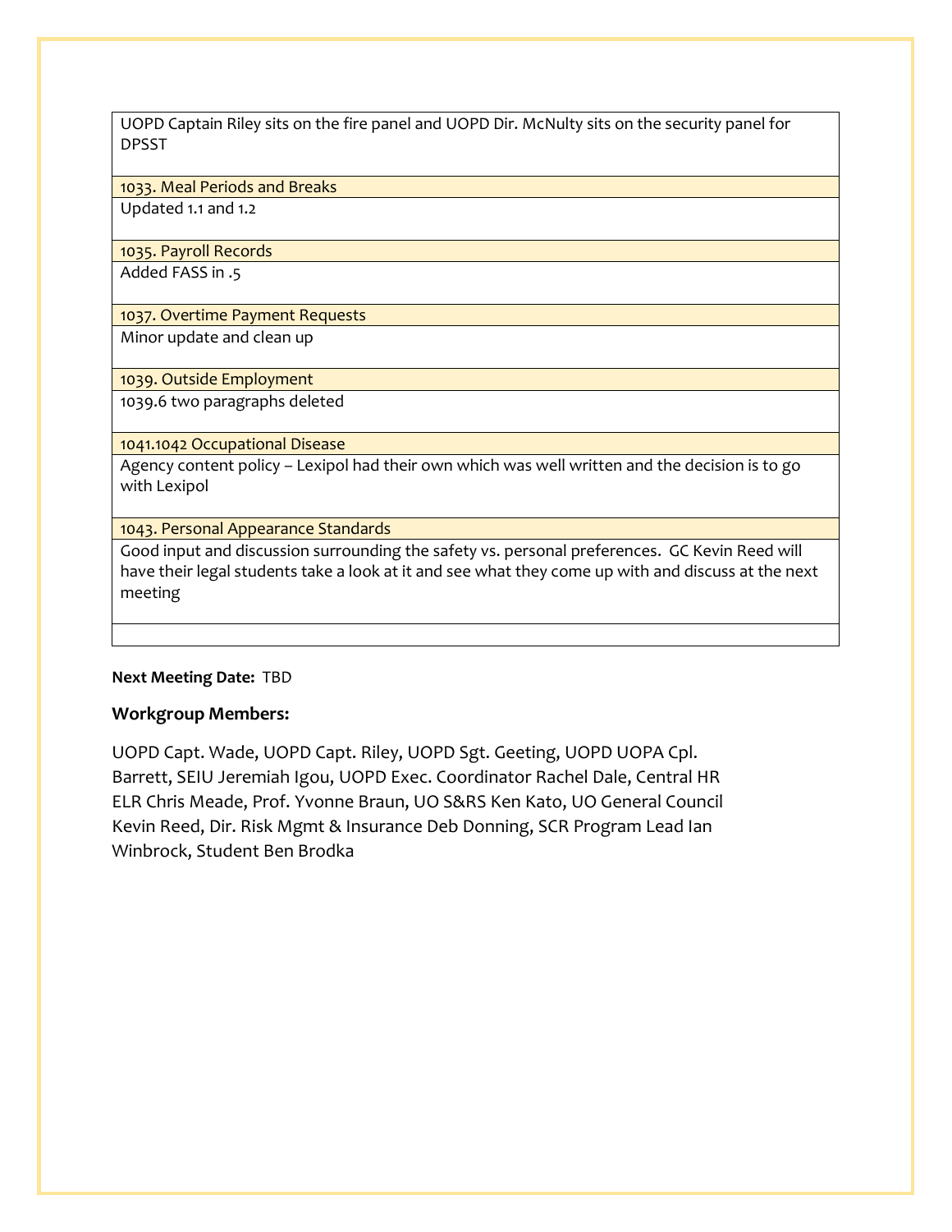| |
|---|
| UOPD Captain Riley sits on the fire panel and UOPD Dir. McNulty sits on the security panel for DPSST |
| 1033. Meal Periods and Breaks |
| Updated 1.1 and 1.2 |
| 1035. Payroll Records |
| Added FASS in .5 |
| 1037. Overtime Payment Requests |
| Minor update and clean up |
| 1039. Outside Employment |
| 1039.6 two paragraphs deleted |
| 1041.1042 Occupational Disease |
| Agency content policy – Lexipol had their own which was well written and the decision is to go with Lexipol |
| 1043. Personal Appearance Standards |
| Good input and discussion surrounding the safety vs. personal preferences. GC Kevin Reed will have their legal students take a look at it and see what they come up with and discuss at the next meeting |
| |

**Next Meeting Date:** TBD

**Workgroup Members:**

UOPD Capt. Wade, UOPD Capt. Riley, UOPD Sgt. Geeting, UOPD UOPA Cpl. Barrett, SEIU Jeremiah Igou, UOPD Exec. Coordinator Rachel Dale, Central HR ELR Chris Meade, Prof. Yvonne Braun, UO S&RS Ken Kato, UO General Council Kevin Reed, Dir. Risk Mgmt & Insurance Deb Donning, SCR Program Lead Ian Winbrock, Student Ben Brodka